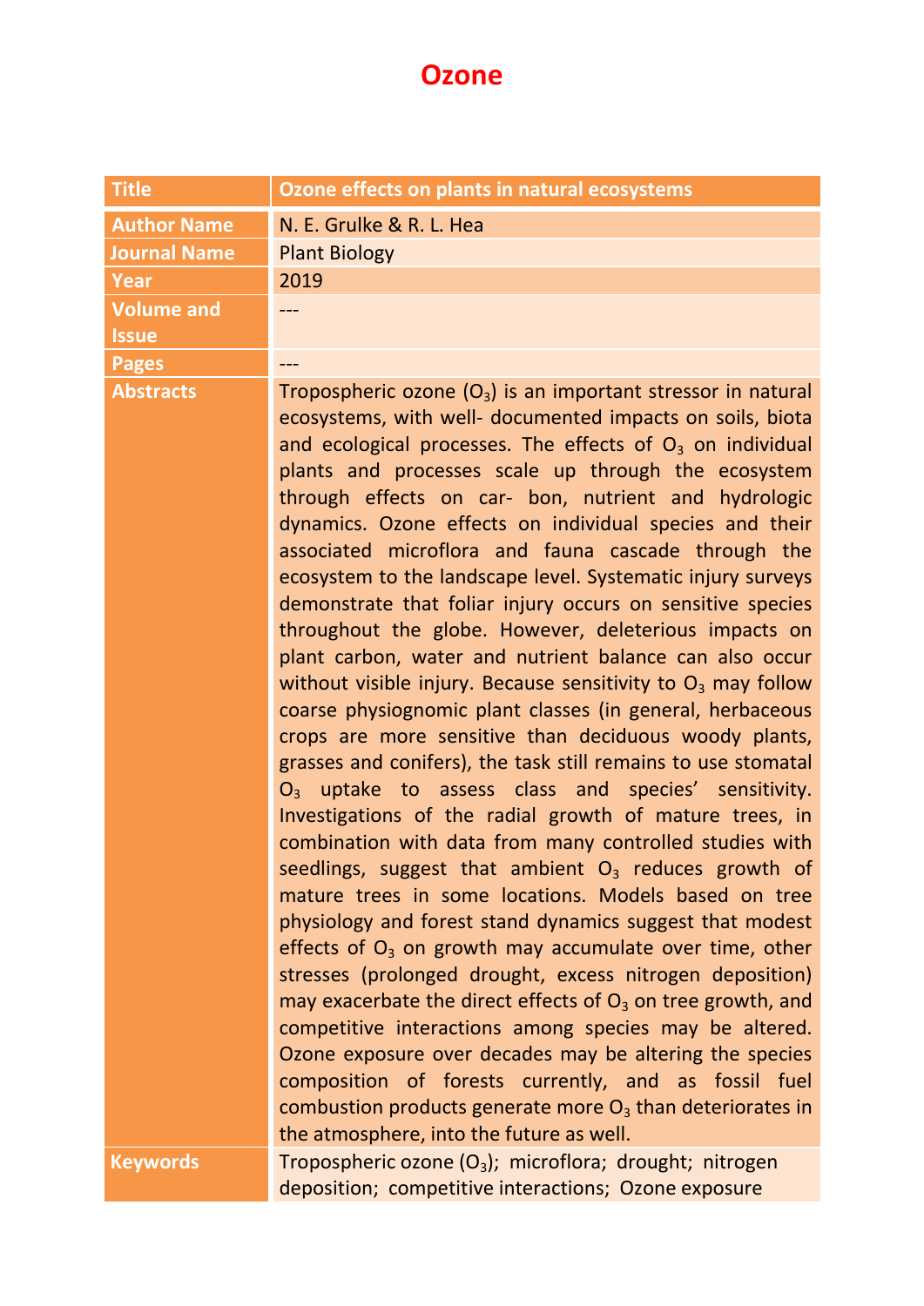# Ozone

| Title | Ozone effects on plants in natural ecosystems |
|---|---|
| Author Name | N. E. Grulke & R. L. Hea |
| Journal Name | Plant Biology |
| Year | 2019 |
| Volume and Issue | --- |
| Pages | --- |
| Abstracts | Tropospheric ozone ($O_3$) is an important stressor in natural ecosystems, with well- documented impacts on soils, biota and ecological processes. The effects of $O_3$ on individual plants and processes scale up through the ecosystem through effects on car- bon, nutrient and hydrologic dynamics. Ozone effects on individual species and their associated microflora and fauna cascade through the ecosystem to the landscape level. Systematic injury surveys demonstrate that foliar injury occurs on sensitive species throughout the globe. However, deleterious impacts on plant carbon, water and nutrient balance can also occur without visible injury. Because sensitivity to $O_3$ may follow coarse physiognomic plant classes (in general, herbaceous crops are more sensitive than deciduous woody plants, grasses and conifers), the task still remains to use stomatal $O_3$ uptake to assess class and species' sensitivity. Investigations of the radial growth of mature trees, in combination with data from many controlled studies with seedlings, suggest that ambient $O_3$ reduces growth of mature trees in some locations. Models based on tree physiology and forest stand dynamics suggest that modest effects of $O_3$ on growth may accumulate over time, other stresses (prolonged drought, excess nitrogen deposition) may exacerbate the direct effects of $O_3$ on tree growth, and competitive interactions among species may be altered. Ozone exposure over decades may be altering the species composition of forests currently, and as fossil fuel combustion products generate more $O_3$ than deteriorates in the atmosphere, into the future as well. |
| Keywords | Tropospheric ozone ($O_3$); microflora; drought; nitrogen deposition; competitive interactions; Ozone exposure |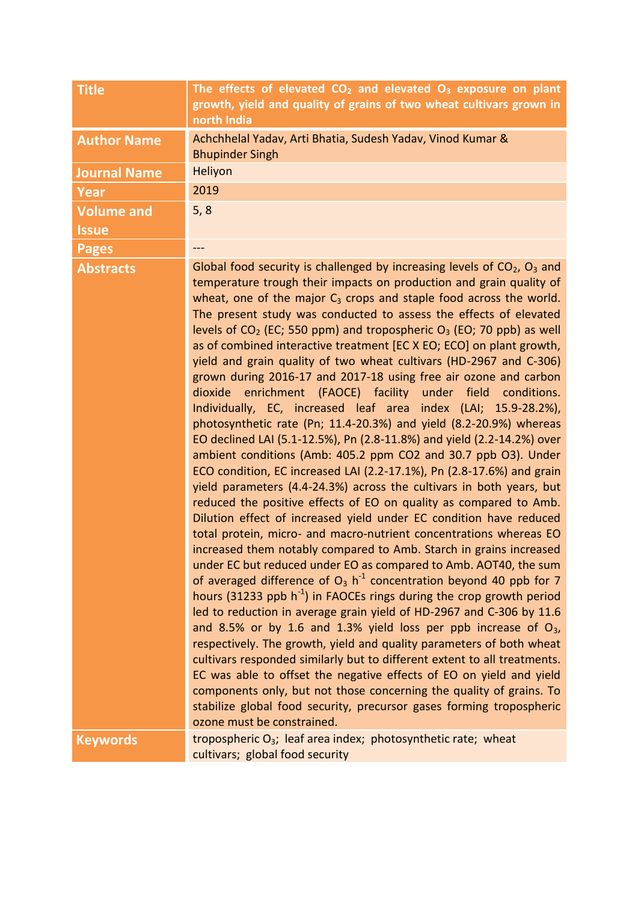| Title | The effects of elevated $CO_2$ and elevated $O_3$ exposure on plant growth, yield and quality of grains of two wheat cultivars grown in north India |
|---|---|
| Author Name | Achchhelal Yadav, Arti Bhatia, Sudesh Yadav, Vinod Kumar & Bhupinder Singh |
| Journal Name | Heliyon |
| Year | 2019 |
| Volume and Issue | 5, 8 |
| Pages | --- |
| Abstracts | Global food security is challenged by increasing levels of $CO_2$, $O_3$ and temperature trough their impacts on production and grain quality of wheat, one of the major $C_3$ crops and staple food across the world. The present study was conducted to assess the effects of elevated levels of $CO_2$ (EC; 550 ppm) and tropospheric $O_3$ (EO; 70 ppb) as well as of combined interactive treatment [EC X EO; ECO] on plant growth, yield and grain quality of two wheat cultivars (HD-2967 and C-306) grown during 2016-17 and 2017-18 using free air ozone and carbon dioxide enrichment (FAOCE) facility under field conditions. Individually, EC, increased leaf area index (LAI; 15.9-28.2%), photosynthetic rate (Pn; 11.4-20.3%) and yield (8.2-20.9%) whereas EO declined LAI (5.1-12.5%), Pn (2.8-11.8%) and yield (2.2-14.2%) over ambient conditions (Amb: 405.2 ppm CO2 and 30.7 ppb O3). Under ECO condition, EC increased LAI (2.2-17.1%), Pn (2.8-17.6%) and grain yield parameters (4.4-24.3%) across the cultivars in both years, but reduced the positive effects of EO on quality as compared to Amb. Dilution effect of increased yield under EC condition have reduced total protein, micro- and macro-nutrient concentrations whereas EO increased them notably compared to Amb. Starch in grains increased under EC but reduced under EO as compared to Amb. AOT40, the sum of averaged difference of $O_3$ $h^{-1}$ concentration beyond 40 ppb for 7 hours (31233 ppb $h^{-1}$) in FAOCEs rings during the crop growth period led to reduction in average grain yield of HD-2967 and C-306 by 11.6 and 8.5% or by 1.6 and 1.3% yield loss per ppb increase of $O_3$, respectively. The growth, yield and quality parameters of both wheat cultivars responded similarly but to different extent to all treatments. EC was able to offset the negative effects of EO on yield and yield components only, but not those concerning the quality of grains. To stabilize global food security, precursor gases forming tropospheric ozone must be constrained. |
| Keywords | tropospheric $O_3$; leaf area index; photosynthetic rate; wheat cultivars; global food security |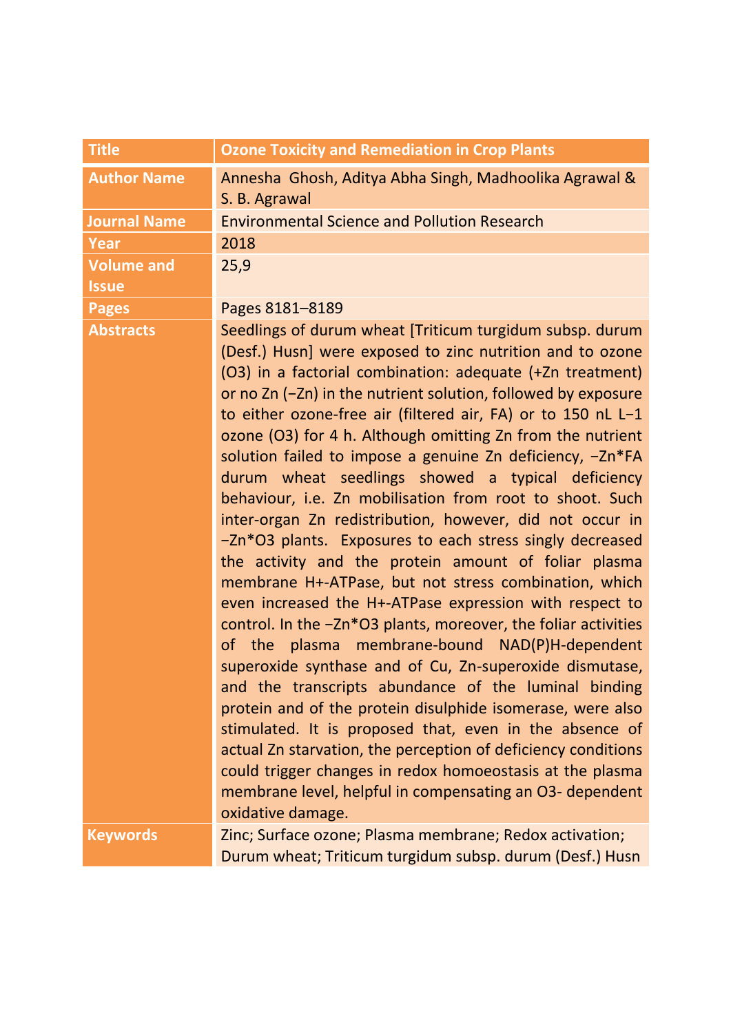| Title | Ozone Toxicity and Remediation in Crop Plants |
|---|---|
| Author Name | Annesha Ghosh, Aditya Abha Singh, Madhoolika Agrawal & S. B. Agrawal |
| Journal Name | Environmental Science and Pollution Research |
| Year | 2018 |
| Volume and Issue | 25,9 |
| Pages | Pages 8181–8189 |
| Abstracts | Seedlings of durum wheat [Triticum turgidum subsp. durum (Desf.) Husn] were exposed to zinc nutrition and to ozone ($O_3$) in a factorial combination: adequate (+Zn treatment) or no Zn (−Zn) in the nutrient solution, followed by exposure to either ozone-free air (filtered air, FA) or to 150 nL $L^{-1}$ ozone ($O_3$) for 4 h. Although omitting Zn from the nutrient solution failed to impose a genuine Zn deficiency, −Zn*FA durum wheat seedlings showed a typical deficiency behaviour, i.e. Zn mobilisation from root to shoot. Such inter-organ Zn redistribution, however, did not occur in −Zn*O3 plants. Exposures to each stress singly decreased the activity and the protein amount of foliar plasma membrane $H^+$-ATPase, but not stress combination, which even increased the $H^+$-ATPase expression with respect to control. In the −Zn*O3 plants, moreover, the foliar activities of the plasma membrane-bound NAD(P)H-dependent superoxide synthase and of Cu, Zn-superoxide dismutase, and the transcripts abundance of the luminal binding protein and of the protein disulphide isomerase, were also stimulated. It is proposed that, even in the absence of actual Zn starvation, the perception of deficiency conditions could trigger changes in redox homoeostasis at the plasma membrane level, helpful in compensating an $O_3$- dependent oxidative damage. |
| Keywords | Zinc; Surface ozone; Plasma membrane; Redox activation; Durum wheat; Triticum turgidum subsp. durum (Desf.) Husn |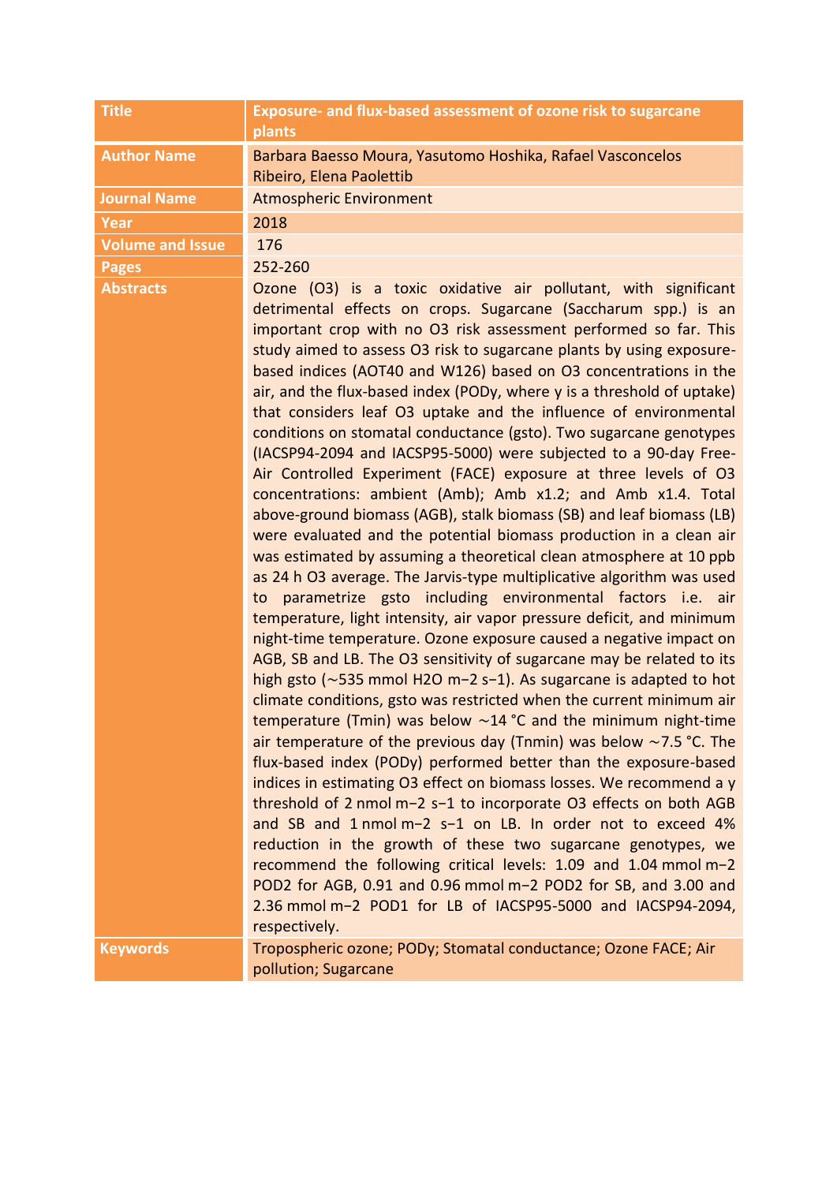| Title | Exposure- and flux-based assessment of ozone risk to sugarcane plants |
|---|---|
| Author Name | Barbara Baesso Moura, Yasutomo Hoshika, Rafael Vasconcelos Ribeiro, Elena Paolettib |
| Journal Name | Atmospheric Environment |
| Year | 2018 |
| Volume and Issue | 176 |
| Pages | 252-260 |
| Abstracts | Ozone ($O_3$) is a toxic oxidative air pollutant, with significant detrimental effects on crops. Sugarcane (Saccharum spp.) is an important crop with no $O_3$ risk assessment performed so far. This study aimed to assess $O_3$ risk to sugarcane plants by using exposure-based indices (AOT40 and W126) based on $O_3$ concentrations in the air, and the flux-based index (PODy, where y is a threshold of uptake) that considers leaf $O_3$ uptake and the influence of environmental conditions on stomatal conductance (gsto). Two sugarcane genotypes (IACSP94-2094 and IACSP95-5000) were subjected to a 90-day Free-Air Controlled Experiment (FACE) exposure at three levels of $O_3$ concentrations: ambient (Amb); Amb x1.2; and Amb x1.4. Total above-ground biomass (AGB), stalk biomass (SB) and leaf biomass (LB) were evaluated and the potential biomass production in a clean air was estimated by assuming a theoretical clean atmosphere at 10 ppb as 24 h $O_3$ average. The Jarvis-type multiplicative algorithm was used to parametrize gsto including environmental factors i.e. air temperature, light intensity, air vapor pressure deficit, and minimum night-time temperature. Ozone exposure caused a negative impact on AGB, SB and LB. The $O_3$ sensitivity of sugarcane may be related to its high gsto (∼535 mmol $H_2O$ $m^{-2}$ $s^{-1}$). As sugarcane is adapted to hot climate conditions, gsto was restricted when the current minimum air temperature (Tmin) was below ∼14 °C and the minimum night-time air temperature of the previous day (Tnmin) was below ∼7.5 °C. The flux-based index (PODy) performed better than the exposure-based indices in estimating $O_3$ effect on biomass losses. We recommend a y threshold of 2 nmol $m^{-2}$ $s^{-1}$ to incorporate $O_3$ effects on both AGB and SB and 1 nmol $m^{-2}$ $s^{-1}$ on LB. In order not to exceed 4% reduction in the growth of these two sugarcane genotypes, we recommend the following critical levels: 1.09 and 1.04 mmol $m^{-2}$ POD2 for AGB, 0.91 and 0.96 mmol $m^{-2}$ POD2 for SB, and 3.00 and 2.36 mmol $m^{-2}$ POD1 for LB of IACSP95-5000 and IACSP94-2094, respectively. |
| Keywords | Tropospheric ozone; PODy; Stomatal conductance; Ozone FACE; Air pollution; Sugarcane |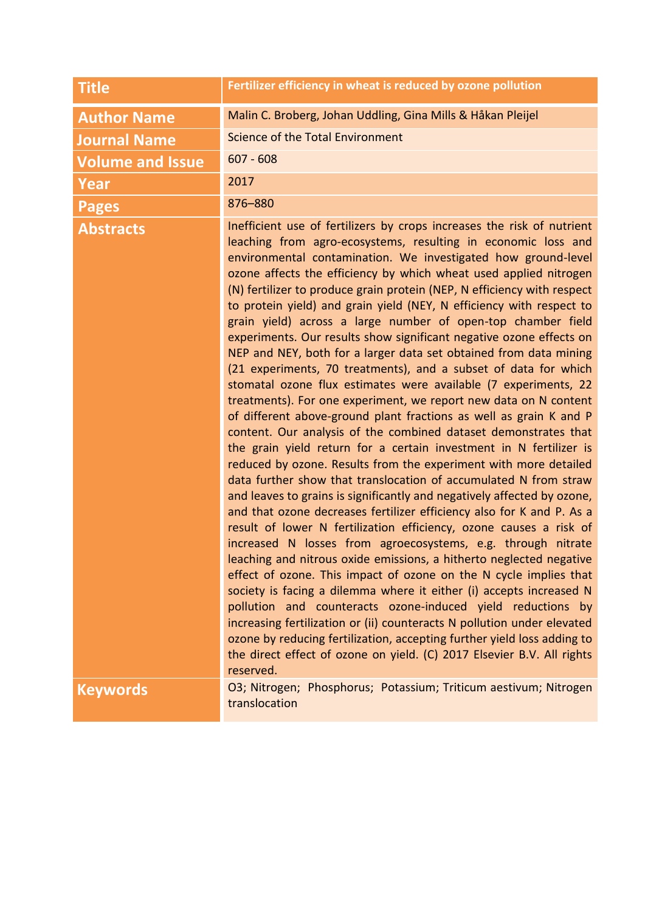| Title | Fertilizer efficiency in wheat is reduced by ozone pollution |
|---|---|
| Author Name | Malin C. Broberg, Johan Uddling, Gina Mills & Håkan Pleijel |
| Journal Name | Science of the Total Environment |
| Volume and Issue | 607 - 608 |
| Year | 2017 |
| Pages | 876–880 |
| Abstracts | Inefficient use of fertilizers by crops increases the risk of nutrient leaching from agro-ecosystems, resulting in economic loss and environmental contamination. We investigated how ground-level ozone affects the efficiency by which wheat used applied nitrogen (N) fertilizer to produce grain protein (NEP, N efficiency with respect to protein yield) and grain yield (NEY, N efficiency with respect to grain yield) across a large number of open-top chamber field experiments. Our results show significant negative ozone effects on NEP and NEY, both for a larger data set obtained from data mining (21 experiments, 70 treatments), and a subset of data for which stomatal ozone flux estimates were available (7 experiments, 22 treatments). For one experiment, we report new data on N content of different above-ground plant fractions as well as grain K and P content. Our analysis of the combined dataset demonstrates that the grain yield return for a certain investment in N fertilizer is reduced by ozone. Results from the experiment with more detailed data further show that translocation of accumulated N from straw and leaves to grains is significantly and negatively affected by ozone, and that ozone decreases fertilizer efficiency also for K and P. As a result of lower N fertilization efficiency, ozone causes a risk of increased N losses from agroecosystems, e.g. through nitrate leaching and nitrous oxide emissions, a hitherto neglected negative effect of ozone. This impact of ozone on the N cycle implies that society is facing a dilemma where it either (i) accepts increased N pollution and counteracts ozone-induced yield reductions by increasing fertilization or (ii) counteracts N pollution under elevated ozone by reducing fertilization, accepting further yield loss adding to the direct effect of ozone on yield. (C) 2017 Elsevier B.V. All rights reserved. |
| Keywords | O3; Nitrogen; Phosphorus; Potassium; Triticum aestivum; Nitrogen translocation |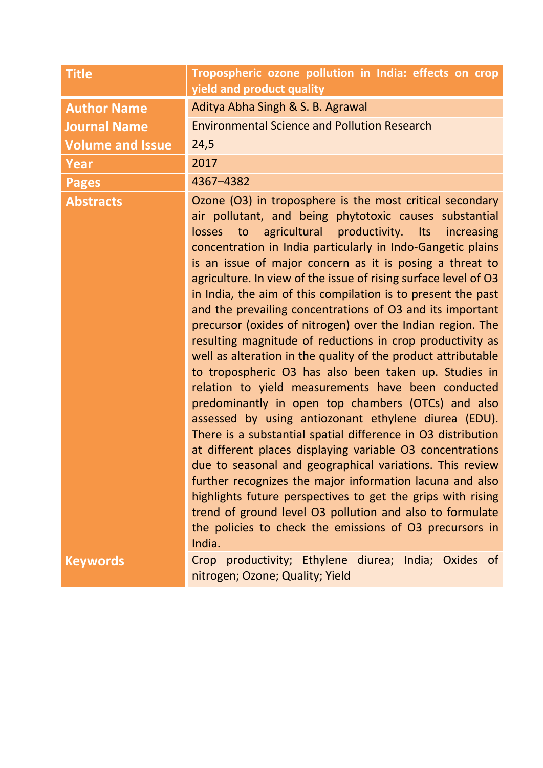| Title | Tropospheric ozone pollution in India: effects on crop yield and product quality |
|---|---|
| Author Name | Aditya Abha Singh & S. B. Agrawal |
| Journal Name | Environmental Science and Pollution Research |
| Volume and Issue | 24,5 |
| Year | 2017 |
| Pages | 4367–4382 |
| Abstracts | Ozone (O3) in troposphere is the most critical secondary air pollutant, and being phytotoxic causes substantial losses to agricultural productivity. Its increasing concentration in India particularly in Indo-Gangetic plains is an issue of major concern as it is posing a threat to agriculture. In view of the issue of rising surface level of O3 in India, the aim of this compilation is to present the past and the prevailing concentrations of O3 and its important precursor (oxides of nitrogen) over the Indian region. The resulting magnitude of reductions in crop productivity as well as alteration in the quality of the product attributable to tropospheric O3 has also been taken up. Studies in relation to yield measurements have been conducted predominantly in open top chambers (OTCs) and also assessed by using antiozonant ethylene diurea (EDU). There is a substantial spatial difference in O3 distribution at different places displaying variable O3 concentrations due to seasonal and geographical variations. This review further recognizes the major information lacuna and also highlights future perspectives to get the grips with rising trend of ground level O3 pollution and also to formulate the policies to check the emissions of O3 precursors in India. |
| Keywords | Crop productivity; Ethylene diurea; India; Oxides of nitrogen; Ozone; Quality; Yield |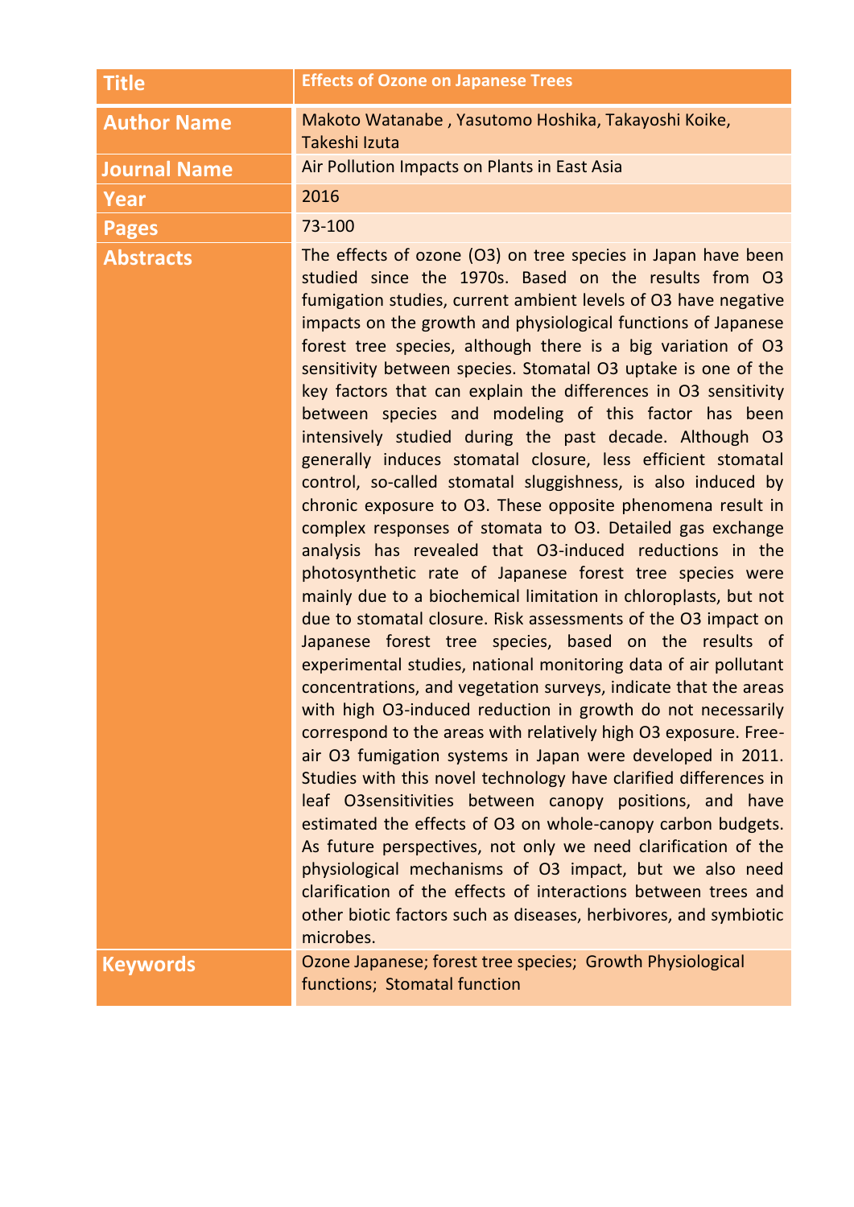| Title | Effects of Ozone on Japanese Trees |
|---|---|
| Author Name | Makoto Watanabe , Yasutomo Hoshika, Takayoshi Koike, Takeshi Izuta |
| Journal Name | Air Pollution Impacts on Plants in East Asia |
| Year | 2016 |
| Pages | 73-100 |
| Abstracts | The effects of ozone (O3) on tree species in Japan have been studied since the 1970s. Based on the results from O3 fumigation studies, current ambient levels of O3 have negative impacts on the growth and physiological functions of Japanese forest tree species, although there is a big variation of O3 sensitivity between species. Stomatal O3 uptake is one of the key factors that can explain the differences in O3 sensitivity between species and modeling of this factor has been intensively studied during the past decade. Although O3 generally induces stomatal closure, less efficient stomatal control, so-called stomatal sluggishness, is also induced by chronic exposure to O3. These opposite phenomena result in complex responses of stomata to O3. Detailed gas exchange analysis has revealed that O3-induced reductions in the photosynthetic rate of Japanese forest tree species were mainly due to a biochemical limitation in chloroplasts, but not due to stomatal closure. Risk assessments of the O3 impact on Japanese forest tree species, based on the results of experimental studies, national monitoring data of air pollutant concentrations, and vegetation surveys, indicate that the areas with high O3-induced reduction in growth do not necessarily correspond to the areas with relatively high O3 exposure. Free-air O3 fumigation systems in Japan were developed in 2011. Studies with this novel technology have clarified differences in leaf O3sensitivities between canopy positions, and have estimated the effects of O3 on whole-canopy carbon budgets. As future perspectives, not only we need clarification of the physiological mechanisms of O3 impact, but we also need clarification of the effects of interactions between trees and other biotic factors such as diseases, herbivores, and symbiotic microbes. |
| Keywords | Ozone Japanese; forest tree species; Growth Physiological functions; Stomatal function |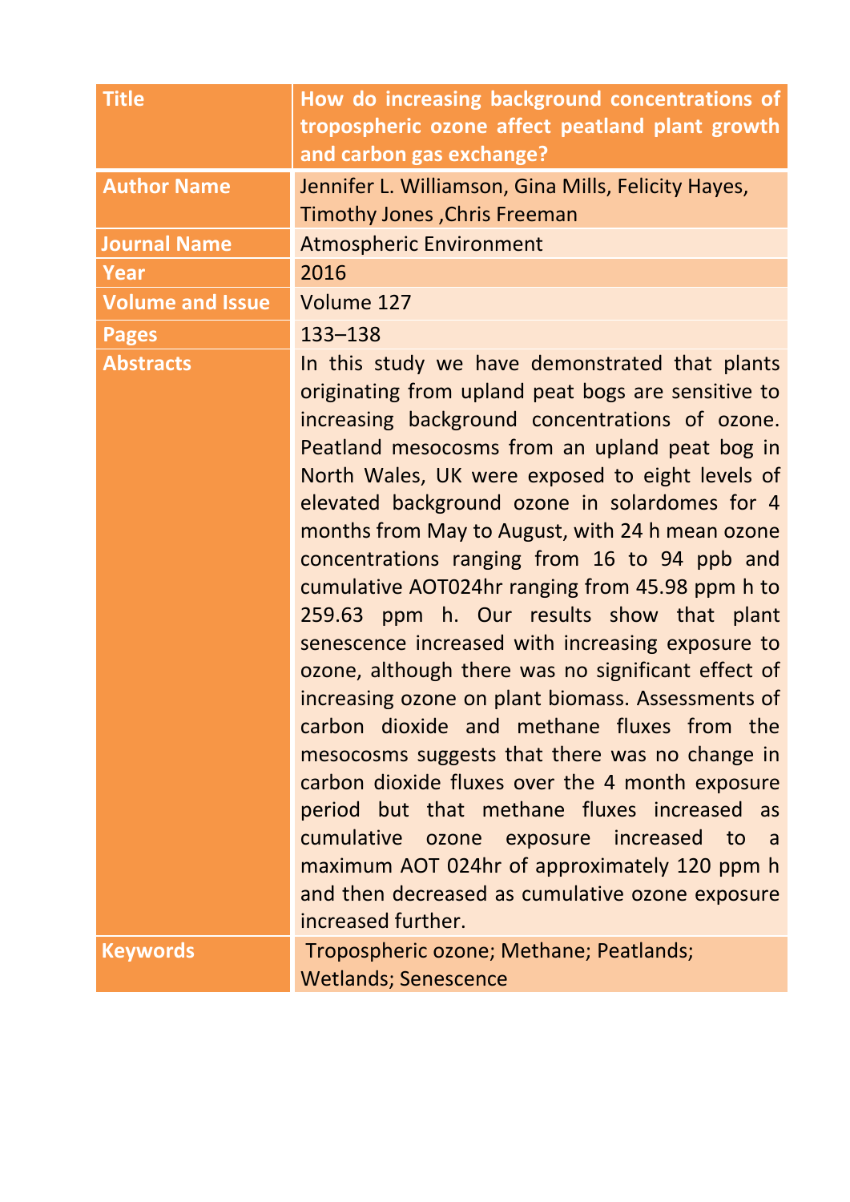| Title | How do increasing background concentrations of tropospheric ozone affect peatland plant growth and carbon gas exchange? |
|---|---|
| Author Name | Jennifer L. Williamson, Gina Mills, Felicity Hayes, Timothy Jones ,Chris Freeman |
| Journal Name | Atmospheric Environment |
| Year | 2016 |
| Volume and Issue | Volume 127 |
| Pages | 133–138 |
| Abstracts | In this study we have demonstrated that plants originating from upland peat bogs are sensitive to increasing background concentrations of ozone. Peatland mesocosms from an upland peat bog in North Wales, UK were exposed to eight levels of elevated background ozone in solardomes for 4 months from May to August, with 24 h mean ozone concentrations ranging from 16 to 94 ppb and cumulative AOT024hr ranging from 45.98 ppm h to 259.63 ppm h. Our results show that plant senescence increased with increasing exposure to ozone, although there was no significant effect of increasing ozone on plant biomass. Assessments of carbon dioxide and methane fluxes from the mesocosms suggests that there was no change in carbon dioxide fluxes over the 4 month exposure period but that methane fluxes increased as cumulative ozone exposure increased to a maximum AOT 024hr of approximately 120 ppm h and then decreased as cumulative ozone exposure increased further. |
| Keywords | Tropospheric ozone; Methane; Peatlands; Wetlands; Senescence |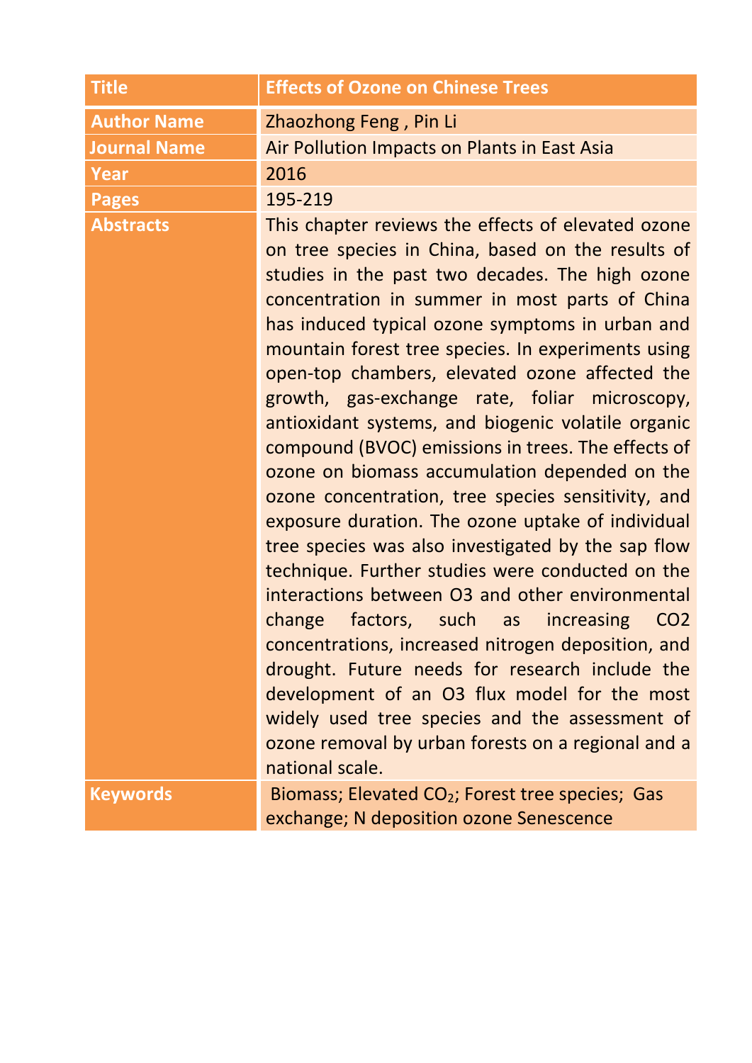| Title | Effects of Ozone on Chinese Trees |
|---|---|
| Author Name | Zhaozhong Feng , Pin Li |
| Journal Name | Air Pollution Impacts on Plants in East Asia |
| Year | 2016 |
| Pages | 195-219 |
| Abstracts | This chapter reviews the effects of elevated ozone on tree species in China, based on the results of studies in the past two decades. The high ozone concentration in summer in most parts of China has induced typical ozone symptoms in urban and mountain forest tree species. In experiments using open-top chambers, elevated ozone affected the growth, gas-exchange rate, foliar microscopy, antioxidant systems, and biogenic volatile organic compound (BVOC) emissions in trees. The effects of ozone on biomass accumulation depended on the ozone concentration, tree species sensitivity, and exposure duration. The ozone uptake of individual tree species was also investigated by the sap flow technique. Further studies were conducted on the interactions between O3 and other environmental change factors, such as increasing CO2 concentrations, increased nitrogen deposition, and drought. Future needs for research include the development of an O3 flux model for the most widely used tree species and the assessment of ozone removal by urban forests on a regional and a national scale. |
| Keywords | Biomass; Elevated $CO_2$; Forest tree species; Gas exchange; N deposition ozone Senescence |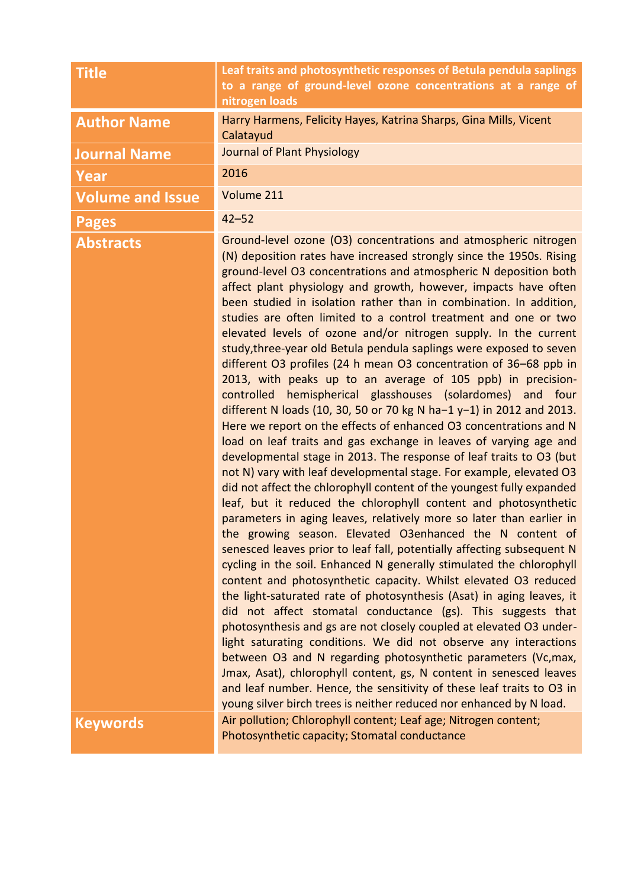| Title | Leaf traits and photosynthetic responses of Betula pendula saplings to a range of ground-level ozone concentrations at a range of nitrogen loads |
|---|---|
| Author Name | Harry Harmens, Felicity Hayes, Katrina Sharps, Gina Mills, Vicent Calatayud |
| Journal Name | Journal of Plant Physiology |
| Year | 2016 |
| Volume and Issue | Volume 211 |
| Pages | 42–52 |
| Abstracts | Ground-level ozone ($O_3$) concentrations and atmospheric nitrogen (N) deposition rates have increased strongly since the 1950s. Rising ground-level $O_3$ concentrations and atmospheric N deposition both affect plant physiology and growth, however, impacts have often been studied in isolation rather than in combination. In addition, studies are often limited to a control treatment and one or two elevated levels of ozone and/or nitrogen supply. In the current study,three-year old Betula pendula saplings were exposed to seven different $O_3$ profiles (24 h mean $O_3$ concentration of 36–68 ppb in 2013, with peaks up to an average of 105 ppb) in precision-controlled hemispherical glasshouses (solardomes) and four different N loads (10, 30, 50 or 70 kg N $ha^{-1}$ $y^{-1}$) in 2012 and 2013. Here we report on the effects of enhanced $O_3$ concentrations and N load on leaf traits and gas exchange in leaves of varying age and developmental stage in 2013. The response of leaf traits to $O_3$ (but not N) vary with leaf developmental stage. For example, elevated $O_3$ did not affect the chlorophyll content of the youngest fully expanded leaf, but it reduced the chlorophyll content and photosynthetic parameters in aging leaves, relatively more so later than earlier in the growing season. Elevated $O_3$enhanced the N content of senesced leaves prior to leaf fall, potentially affecting subsequent N cycling in the soil. Enhanced N generally stimulated the chlorophyll content and photosynthetic capacity. Whilst elevated $O_3$ reduced the light-saturated rate of photosynthesis (Asat) in aging leaves, it did not affect stomatal conductance (gs). This suggests that photosynthesis and gs are not closely coupled at elevated $O_3$ under-light saturating conditions. We did not observe any interactions between $O_3$ and N regarding photosynthetic parameters (Vc,max, Jmax, Asat), chlorophyll content, gs, N content in senesced leaves and leaf number. Hence, the sensitivity of these leaf traits to $O_3$ in young silver birch trees is neither reduced nor enhanced by N load. |
| Keywords | Air pollution; Chlorophyll content; Leaf age; Nitrogen content; Photosynthetic capacity; Stomatal conductance |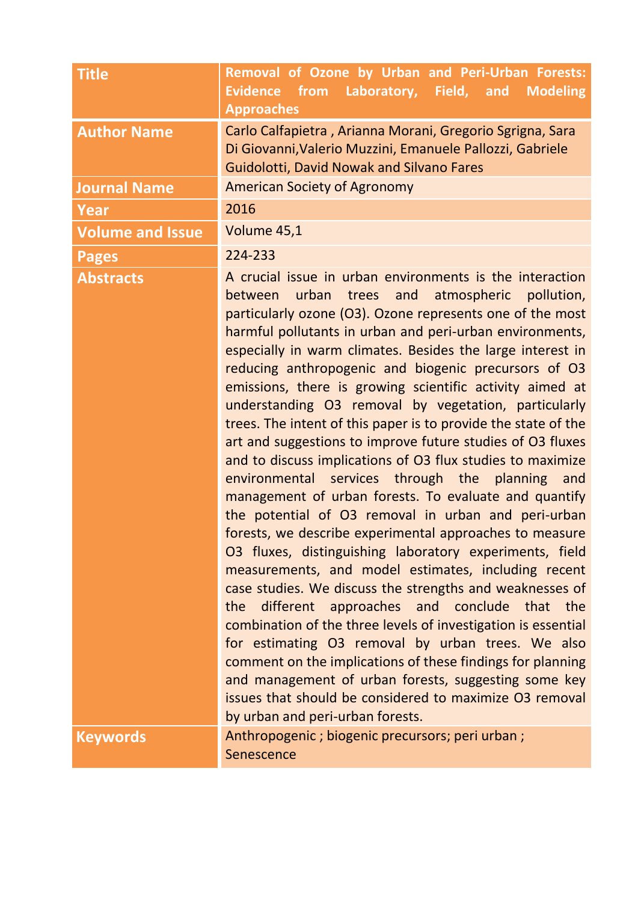| Title | Removal of Ozone by Urban and Peri-Urban Forests: Evidence from Laboratory, Field, and Modeling Approaches |
|---|---|
| Author Name | Carlo Calfapietra , Arianna Morani, Gregorio Sgrigna, Sara Di Giovanni,Valerio Muzzini, Emanuele Pallozzi, Gabriele Guidolotti, David Nowak and Silvano Fares |
| Journal Name | American Society of Agronomy |
| Year | 2016 |
| Volume and Issue | Volume 45,1 |
| Pages | 224-233 |
| Abstracts | A crucial issue in urban environments is the interaction between urban trees and atmospheric pollution, particularly ozone ($O_3$). Ozone represents one of the most harmful pollutants in urban and peri-urban environments, especially in warm climates. Besides the large interest in reducing anthropogenic and biogenic precursors of $O_3$ emissions, there is growing scientific activity aimed at understanding $O_3$ removal by vegetation, particularly trees. The intent of this paper is to provide the state of the art and suggestions to improve future studies of $O_3$ fluxes and to discuss implications of $O_3$ flux studies to maximize environmental services through the planning and management of urban forests. To evaluate and quantify the potential of $O_3$ removal in urban and peri-urban forests, we describe experimental approaches to measure $O_3$ fluxes, distinguishing laboratory experiments, field measurements, and model estimates, including recent case studies. We discuss the strengths and weaknesses of the different approaches and conclude that the combination of the three levels of investigation is essential for estimating $O_3$ removal by urban trees. We also comment on the implications of these findings for planning and management of urban forests, suggesting some key issues that should be considered to maximize $O_3$ removal by urban and peri-urban forests. |
| Keywords | Anthropogenic ; biogenic precursors; peri urban ; Senescence |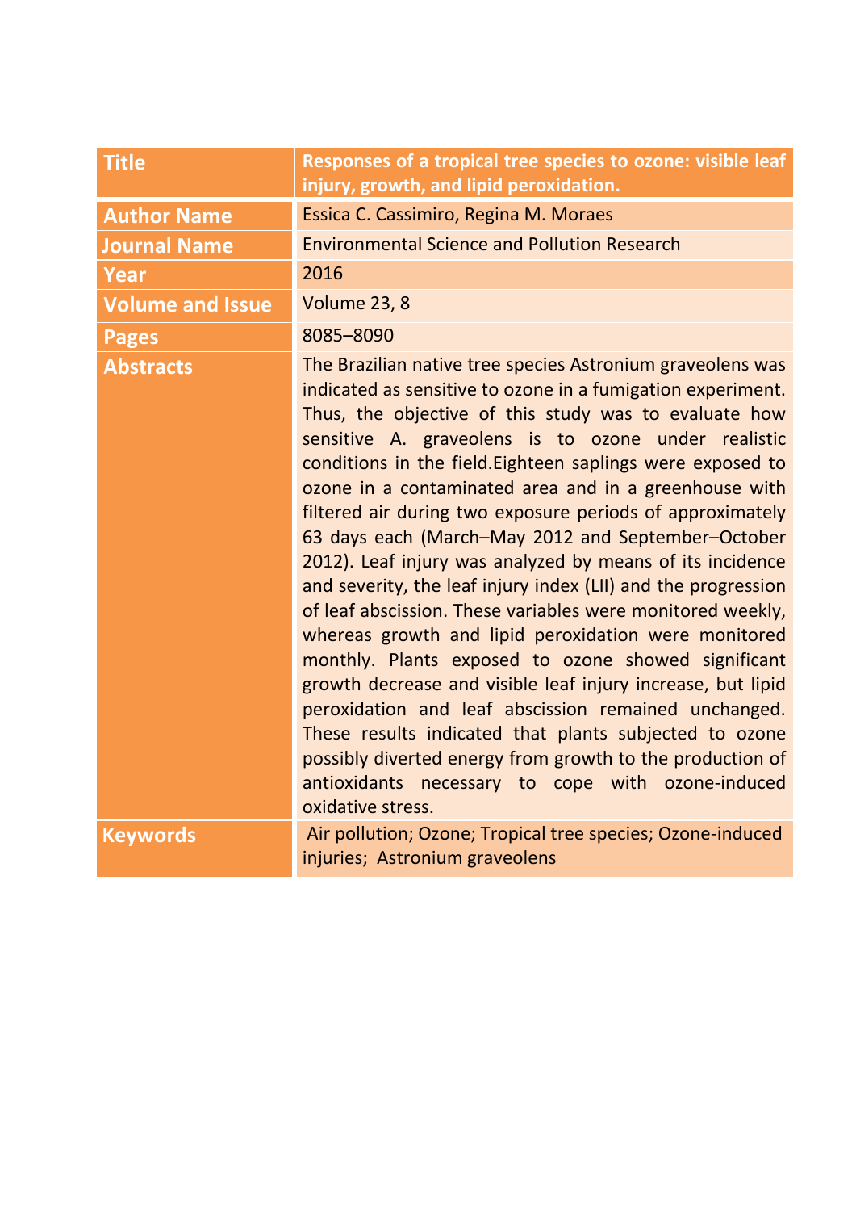| **Title** | **Responses of a tropical tree species to ozone: visible leaf injury, growth, and lipid peroxidation.** |
|---|---|
| **Author Name** | Essica C. Cassimiro, Regina M. Moraes |
| **Journal Name** | Environmental Science and Pollution Research |
| **Year** | 2016 |
| **Volume and Issue** | Volume 23, 8 |
| **Pages** | 8085–8090 |
| **Abstracts** | The Brazilian native tree species Astronium graveolens was indicated as sensitive to ozone in a fumigation experiment. Thus, the objective of this study was to evaluate how sensitive A. graveolens is to ozone under realistic conditions in the field.Eighteen saplings were exposed to ozone in a contaminated area and in a greenhouse with filtered air during two exposure periods of approximately 63 days each (March–May 2012 and September–October 2012). Leaf injury was analyzed by means of its incidence and severity, the leaf injury index (LII) and the progression of leaf abscission. These variables were monitored weekly, whereas growth and lipid peroxidation were monitored monthly. Plants exposed to ozone showed significant growth decrease and visible leaf injury increase, but lipid peroxidation and leaf abscission remained unchanged. These results indicated that plants subjected to ozone possibly diverted energy from growth to the production of antioxidants necessary to cope with ozone-induced oxidative stress. |
| **Keywords** | Air pollution; Ozone; Tropical tree species; Ozone-induced injuries; Astronium graveolens |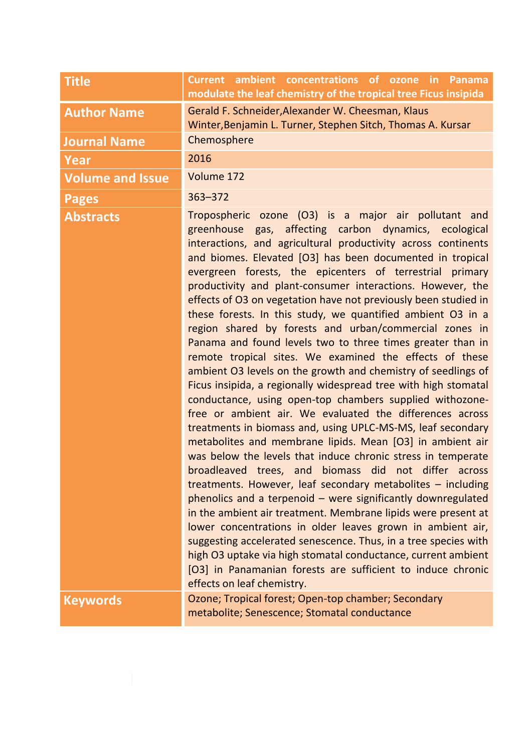| | |
|---|---|
| **Title** | **Current ambient concentrations of ozone in Panama modulate the leaf chemistry of the tropical tree Ficus insipida** |
| **Author Name** | Gerald F. Schneider,Alexander W. Cheesman, Klaus Winter,Benjamin L. Turner, Stephen Sitch, Thomas A. Kursar |
| **Journal Name** | Chemosphere |
| **Year** | 2016 |
| **Volume and Issue** | Volume 172 |
| **Pages** | 363–372 |
| **Abstracts** | Tropospheric ozone (O3) is a major air pollutant and greenhouse gas, affecting carbon dynamics, ecological interactions, and agricultural productivity across continents and biomes. Elevated [O3] has been documented in tropical evergreen forests, the epicenters of terrestrial primary productivity and plant-consumer interactions. However, the effects of O3 on vegetation have not previously been studied in these forests. In this study, we quantified ambient O3 in a region shared by forests and urban/commercial zones in Panama and found levels two to three times greater than in remote tropical sites. We examined the effects of these ambient O3 levels on the growth and chemistry of seedlings of Ficus insipida, a regionally widespread tree with high stomatal conductance, using open-top chambers supplied withozone-free or ambient air. We evaluated the differences across treatments in biomass and, using UPLC-MS-MS, leaf secondary metabolites and membrane lipids. Mean [O3] in ambient air was below the levels that induce chronic stress in temperate broadleaved trees, and biomass did not differ across treatments. However, leaf secondary metabolites – including phenolics and a terpenoid – were significantly downregulated in the ambient air treatment. Membrane lipids were present at lower concentrations in older leaves grown in ambient air, suggesting accelerated senescence. Thus, in a tree species with high O3 uptake via high stomatal conductance, current ambient [O3] in Panamanian forests are sufficient to induce chronic effects on leaf chemistry. |
| **Keywords** | Ozone; Tropical forest; Open-top chamber; Secondary metabolite; Senescence; Stomatal conductance |